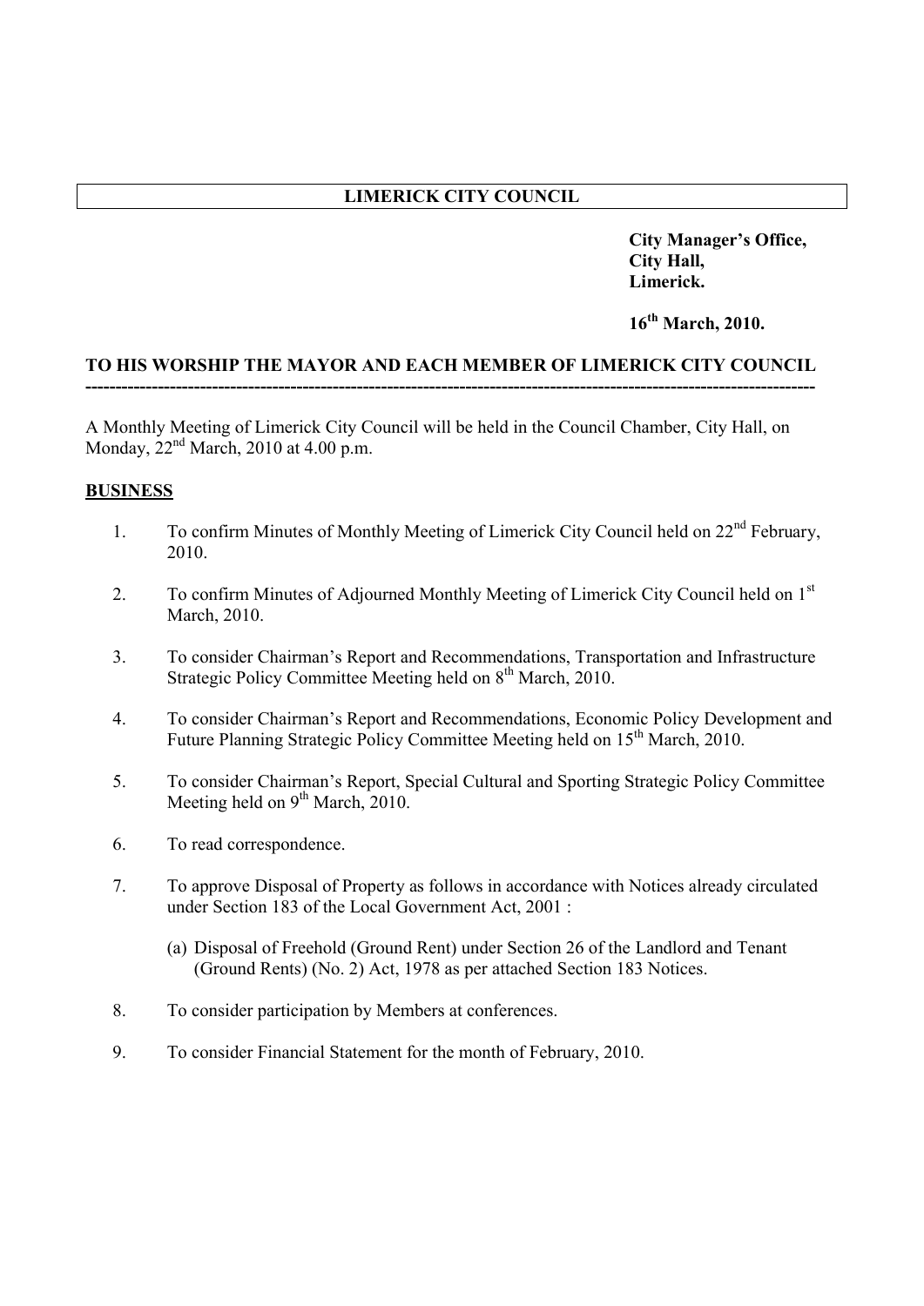# LIMERICK CITY COUNCIL

**City Manager's Office,**
**City Hall,**
**Limerick.**

**16th March, 2010.**

**TO HIS WORSHIP THE MAYOR AND EACH MEMBER OF LIMERICK CITY COUNCIL**

---

A Monthly Meeting of Limerick City Council will be held in the Council Chamber, City Hall, on Monday, 22nd March, 2010 at 4.00 p.m.

## BUSINESS

1. To confirm Minutes of Monthly Meeting of Limerick City Council held on 22nd February, 2010.

2. To confirm Minutes of Adjourned Monthly Meeting of Limerick City Council held on 1st March, 2010.

3. To consider Chairman's Report and Recommendations, Transportation and Infrastructure Strategic Policy Committee Meeting held on 8th March, 2010.

4. To consider Chairman's Report and Recommendations, Economic Policy Development and Future Planning Strategic Policy Committee Meeting held on 15th March, 2010.

5. To consider Chairman's Report, Special Cultural and Sporting Strategic Policy Committee Meeting held on 9th March, 2010.

6. To read correspondence.

7. To approve Disposal of Property as follows in accordance with Notices already circulated under Section 183 of the Local Government Act, 2001 :

   (a) Disposal of Freehold (Ground Rent) under Section 26 of the Landlord and Tenant (Ground Rents) (No. 2) Act, 1978 as per attached Section 183 Notices.

8. To consider participation by Members at conferences.

9. To consider Financial Statement for the month of February, 2010.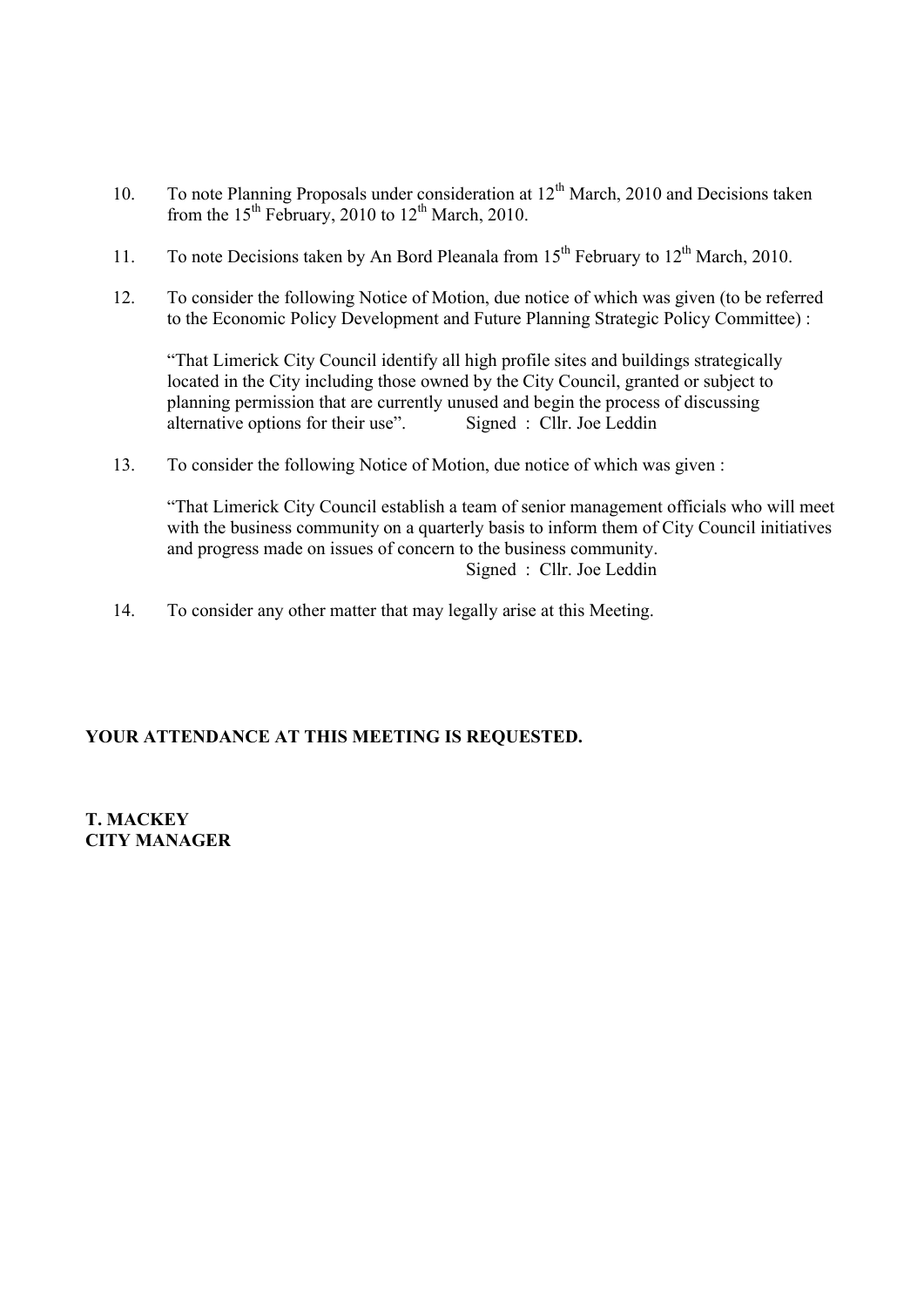10. To note Planning Proposals under consideration at 12th March, 2010 and Decisions taken from the 15th February, 2010 to 12th March, 2010.

11. To note Decisions taken by An Bord Pleanala from 15th February to 12th March, 2010.

12. To consider the following Notice of Motion, due notice of which was given (to be referred to the Economic Policy Development and Future Planning Strategic Policy Committee) :

    "That Limerick City Council identify all high profile sites and buildings strategically located in the City including those owned by the City Council, granted or subject to planning permission that are currently unused and begin the process of discussing alternative options for their use". Signed : Cllr. Joe Leddin

13. To consider the following Notice of Motion, due notice of which was given :

    "That Limerick City Council establish a team of senior management officials who will meet with the business community on a quarterly basis to inform them of City Council initiatives and progress made on issues of concern to the business community.
    Signed : Cllr. Joe Leddin

14. To consider any other matter that may legally arise at this Meeting.

**YOUR ATTENDANCE AT THIS MEETING IS REQUESTED.**

**T. MACKEY**
**CITY MANAGER**